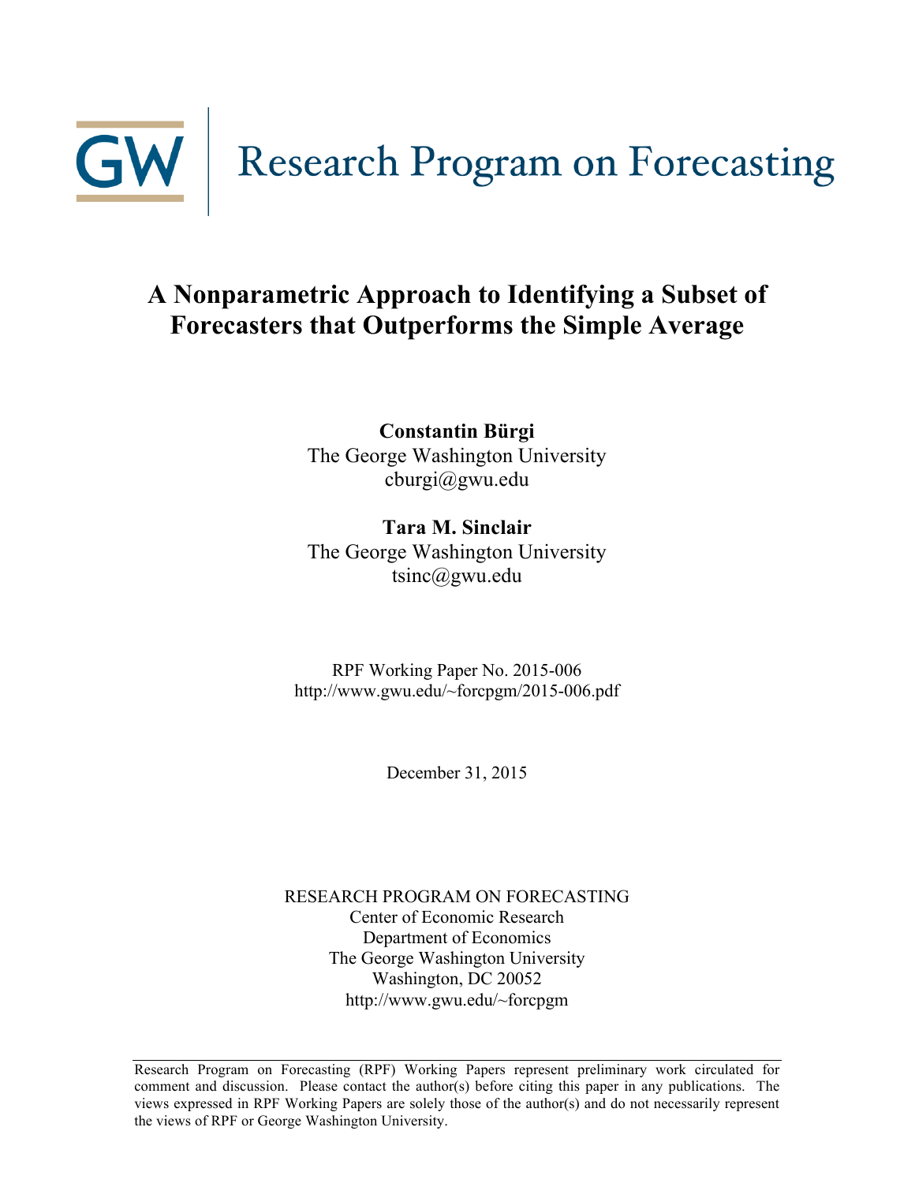GW | Research Program on Forecasting

# A Nonparametric Approach to Identifying a Subset of Forecasters that Outperforms the Simple Average

**Constantin Bürgi**
The George Washington University
cburgi@gwu.edu

**Tara M. Sinclair**
The George Washington University
tsinc@gwu.edu

RPF Working Paper No. 2015-006
http://www.gwu.edu/~forcpgm/2015-006.pdf

December 31, 2015

RESEARCH PROGRAM ON FORECASTING
Center of Economic Research
Department of Economics
The George Washington University
Washington, DC 20052
http://www.gwu.edu/~forcpgm

Research Program on Forecasting (RPF) Working Papers represent preliminary work circulated for comment and discussion. Please contact the author(s) before citing this paper in any publications. The views expressed in RPF Working Papers are solely those of the author(s) and do not necessarily represent the views of RPF or George Washington University.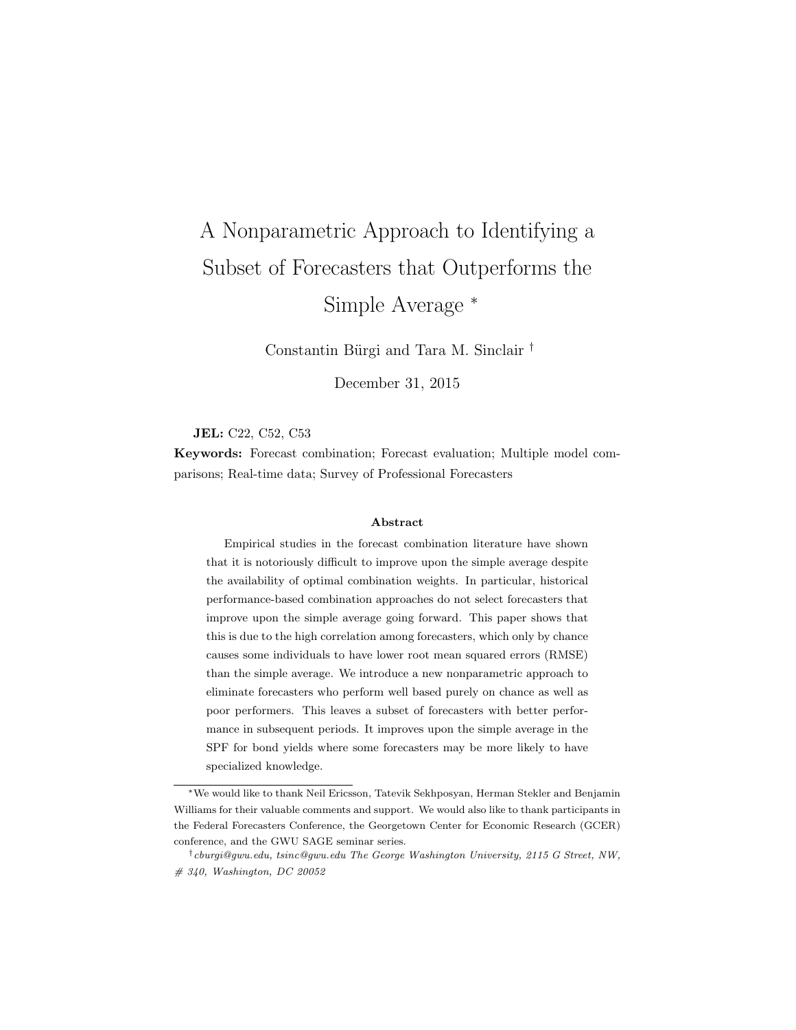# A Nonparametric Approach to Identifying a Subset of Forecasters that Outperforms the Simple Average [*]

Constantin Bürgi and Tara M. Sinclair [†]

December 31, 2015

**JEL:** C22, C52, C53

**Keywords:** Forecast combination; Forecast evaluation; Multiple model comparisons; Real-time data; Survey of Professional Forecasters

#### Abstract

Empirical studies in the forecast combination literature have shown that it is notoriously difficult to improve upon the simple average despite the availability of optimal combination weights. In particular, historical performance-based combination approaches do not select forecasters that improve upon the simple average going forward. This paper shows that this is due to the high correlation among forecasters, which only by chance causes some individuals to have lower root mean squared errors (RMSE) than the simple average. We introduce a new nonparametric approach to eliminate forecasters who perform well based purely on chance as well as poor performers. This leaves a subset of forecasters with better performance in subsequent periods. It improves upon the simple average in the SPF for bond yields where some forecasters may be more likely to have specialized knowledge.

---

[*] We would like to thank Neil Ericsson, Tatevik Sekhposyan, Herman Stekler and Benjamin Williams for their valuable comments and support. We would also like to thank participants in the Federal Forecasters Conference, the Georgetown Center for Economic Research (GCER) conference, and the GWU SAGE seminar series.

[†] *cburgi@gwu.edu, tsinc@gwu.edu The George Washington University, 2115 G Street, NW, # 340, Washington, DC 20052*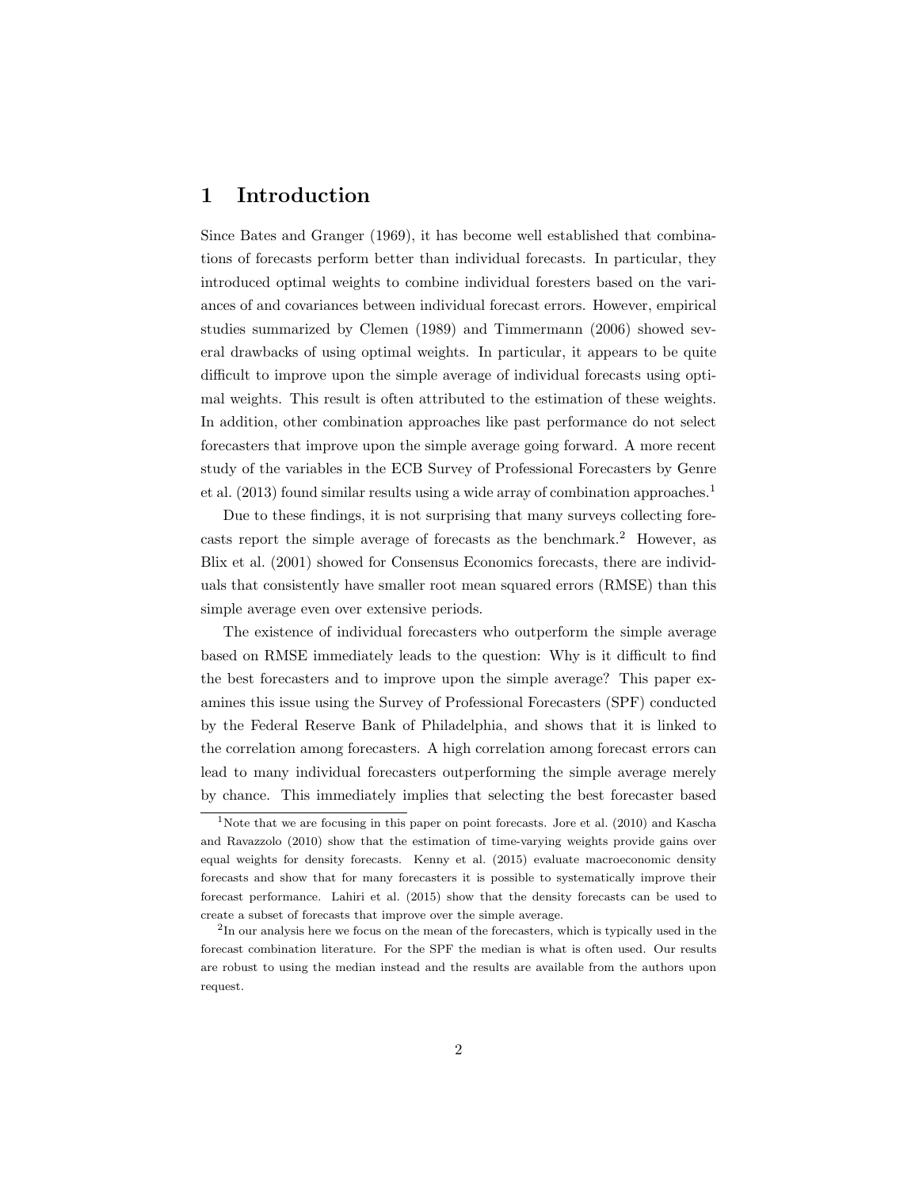# 1 Introduction

Since Bates and Granger (1969), it has become well established that combinations of forecasts perform better than individual forecasts. In particular, they introduced optimal weights to combine individual foresters based on the variances of and covariances between individual forecast errors. However, empirical studies summarized by Clemen (1989) and Timmermann (2006) showed several drawbacks of using optimal weights. In particular, it appears to be quite difficult to improve upon the simple average of individual forecasts using optimal weights. This result is often attributed to the estimation of these weights. In addition, other combination approaches like past performance do not select forecasters that improve upon the simple average going forward. A more recent study of the variables in the ECB Survey of Professional Forecasters by Genre et al. (2013) found similar results using a wide array of combination approaches.[1]

Due to these findings, it is not surprising that many surveys collecting forecasts report the simple average of forecasts as the benchmark.[2] However, as Blix et al. (2001) showed for Consensus Economics forecasts, there are individuals that consistently have smaller root mean squared errors (RMSE) than this simple average even over extensive periods.

The existence of individual forecasters who outperform the simple average based on RMSE immediately leads to the question: Why is it difficult to find the best forecasters and to improve upon the simple average? This paper examines this issue using the Survey of Professional Forecasters (SPF) conducted by the Federal Reserve Bank of Philadelphia, and shows that it is linked to the correlation among forecasters. A high correlation among forecast errors can lead to many individual forecasters outperforming the simple average merely by chance. This immediately implies that selecting the best forecaster based

[1] Note that we are focusing in this paper on point forecasts. Jore et al. (2010) and Kascha and Ravazzolo (2010) show that the estimation of time-varying weights provide gains over equal weights for density forecasts. Kenny et al. (2015) evaluate macroeconomic density forecasts and show that for many forecasters it is possible to systematically improve their forecast performance. Lahiri et al. (2015) show that the density forecasts can be used to create a subset of forecasts that improve over the simple average.

[2] In our analysis here we focus on the mean of the forecasters, which is typically used in the forecast combination literature. For the SPF the median is what is often used. Our results are robust to using the median instead and the results are available from the authors upon request.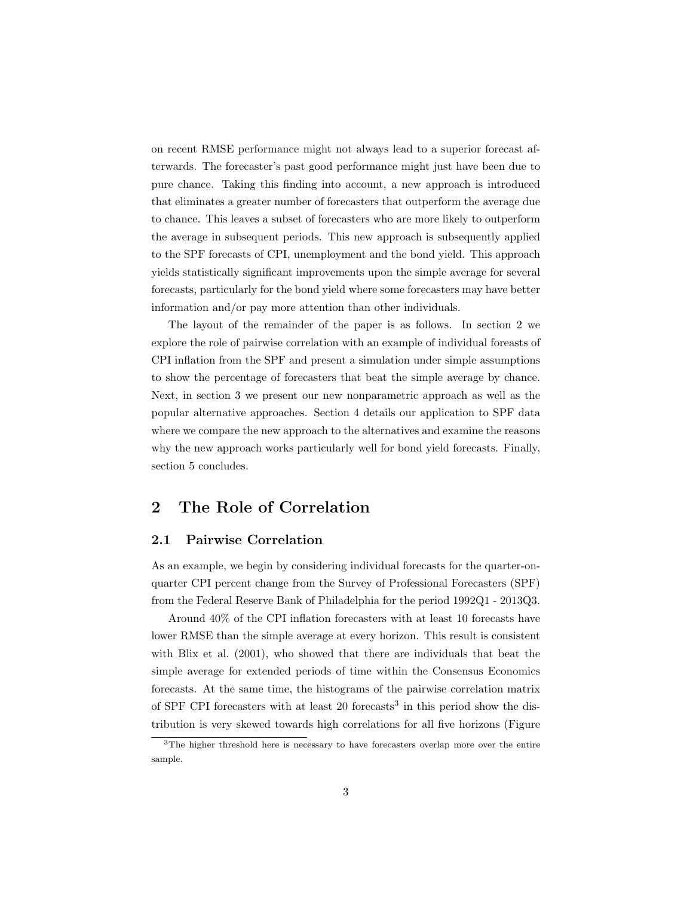on recent RMSE performance might not always lead to a superior forecast afterwards. The forecaster's past good performance might just have been due to pure chance. Taking this finding into account, a new approach is introduced that eliminates a greater number of forecasters that outperform the average due to chance. This leaves a subset of forecasters who are more likely to outperform the average in subsequent periods. This new approach is subsequently applied to the SPF forecasts of CPI, unemployment and the bond yield. This approach yields statistically significant improvements upon the simple average for several forecasts, particularly for the bond yield where some forecasters may have better information and/or pay more attention than other individuals.

The layout of the remainder of the paper is as follows. In section 2 we explore the role of pairwise correlation with an example of individual foreasts of CPI inflation from the SPF and present a simulation under simple assumptions to show the percentage of forecasters that beat the simple average by chance. Next, in section 3 we present our new nonparametric approach as well as the popular alternative approaches. Section 4 details our application to SPF data where we compare the new approach to the alternatives and examine the reasons why the new approach works particularly well for bond yield forecasts. Finally, section 5 concludes.

# 2 The Role of Correlation

## 2.1 Pairwise Correlation

As an example, we begin by considering individual forecasts for the quarter-on-quarter CPI percent change from the Survey of Professional Forecasters (SPF) from the Federal Reserve Bank of Philadelphia for the period 1992Q1 - 2013Q3.

Around 40% of the CPI inflation forecasters with at least 10 forecasts have lower RMSE than the simple average at every horizon. This result is consistent with Blix et al. (2001), who showed that there are individuals that beat the simple average for extended periods of time within the Consensus Economics forecasts. At the same time, the histograms of the pairwise correlation matrix of SPF CPI forecasters with at least 20 forecasts[3] in this period show the distribution is very skewed towards high correlations for all five horizons (Figure

[3]The higher threshold here is necessary to have forecasters overlap more over the entire sample.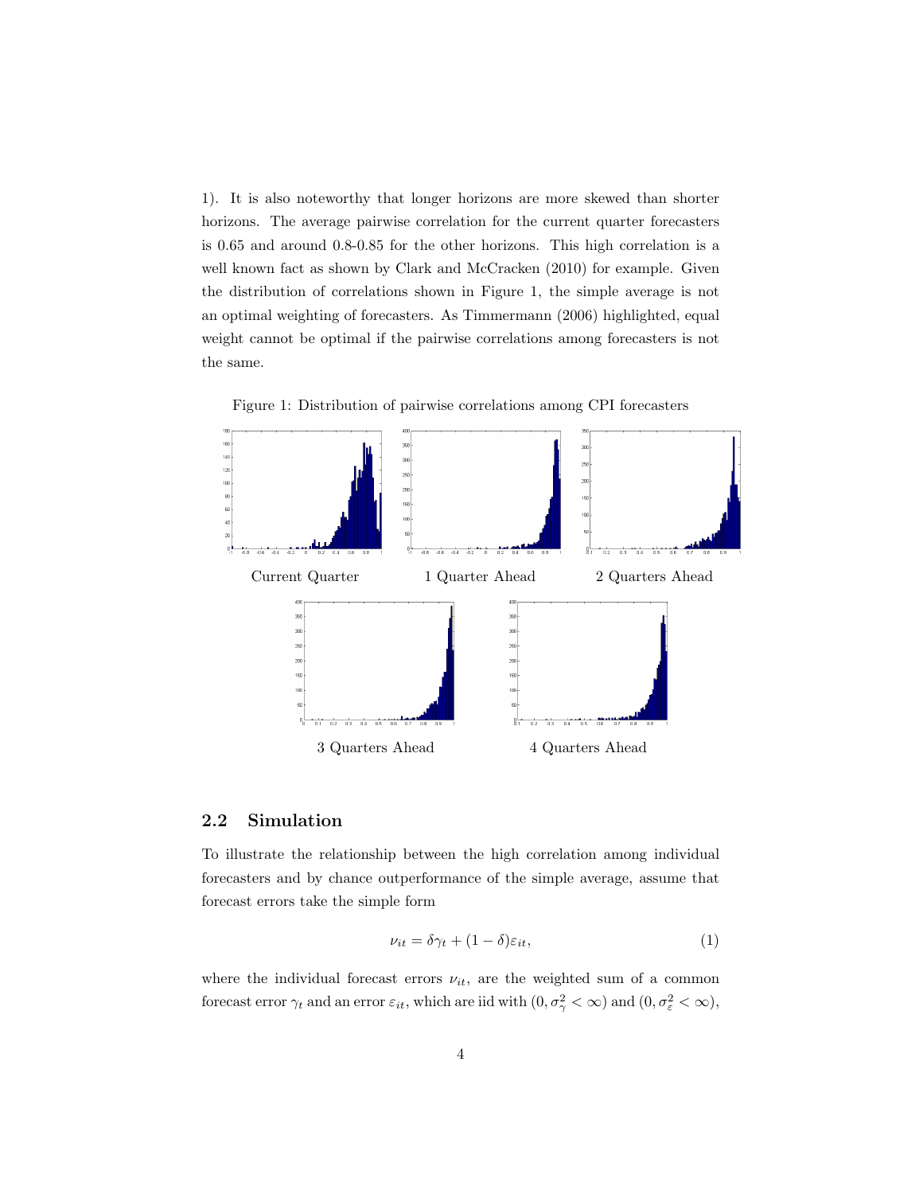1). It is also noteworthy that longer horizons are more skewed than shorter horizons. The average pairwise correlation for the current quarter forecasters is 0.65 and around 0.8-0.85 for the other horizons. This high correlation is a well known fact as shown by Clark and McCracken (2010) for example. Given the distribution of correlations shown in Figure 1, the simple average is not an optimal weighting of forecasters. As Timmermann (2006) highlighted, equal weight cannot be optimal if the pairwise correlations among forecasters is not the same.

Figure 1: Distribution of pairwise correlations among CPI forecasters

Current Quarter

1 Quarter Ahead

2 Quarters Ahead

3 Quarters Ahead

4 Quarters Ahead

## 2.2 Simulation

To illustrate the relationship between the high correlation among individual forecasters and by chance outperformance of the simple average, assume that forecast errors take the simple form

$$\nu_{it} = \delta\gamma_t + (1 - \delta)\varepsilon_{it}, \tag{1}$$

where the individual forecast errors $\nu_{it}$, are the weighted sum of a common forecast error $\gamma_t$ and an error $\varepsilon_{it}$, which are iid with $(0, \sigma_\gamma^2 < \infty)$ and $(0, \sigma_\varepsilon^2 < \infty)$,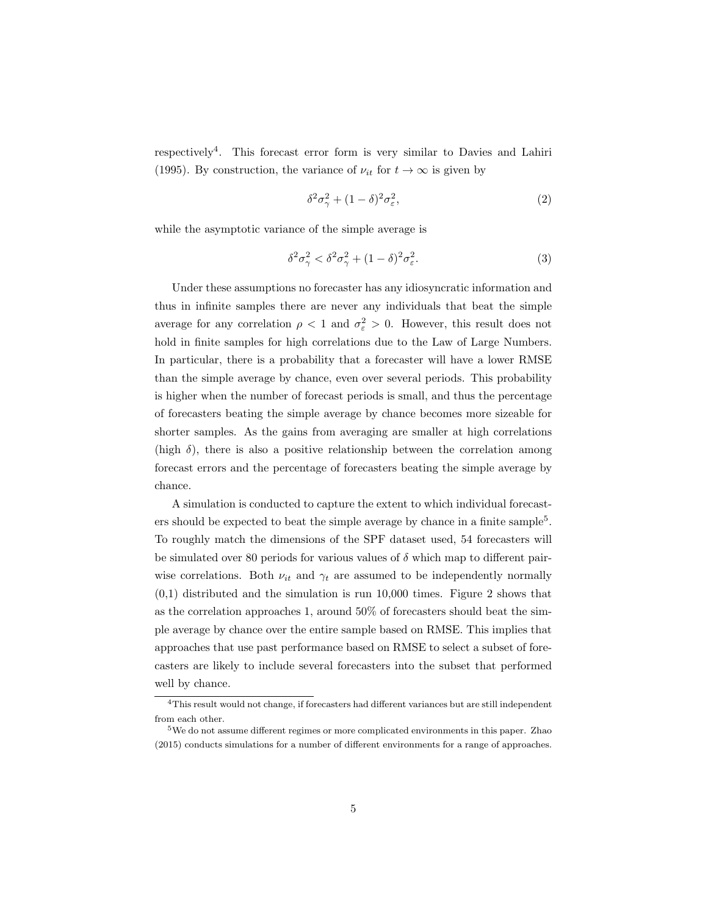respectively[4]. This forecast error form is very similar to Davies and Lahiri (1995). By construction, the variance of $\nu_{it}$ for $t \to \infty$ is given by

$$\delta^2\sigma_\gamma^2 + (1-\delta)^2\sigma_\varepsilon^2, \tag{2}$$

while the asymptotic variance of the simple average is

$$\delta^2\sigma_\gamma^2 < \delta^2\sigma_\gamma^2 + (1-\delta)^2\sigma_\varepsilon^2. \tag{3}$$

Under these assumptions no forecaster has any idiosyncratic information and thus in infinite samples there are never any individuals that beat the simple average for any correlation $\rho < 1$ and $\sigma_\varepsilon^2 > 0$. However, this result does not hold in finite samples for high correlations due to the Law of Large Numbers. In particular, there is a probability that a forecaster will have a lower RMSE than the simple average by chance, even over several periods. This probability is higher when the number of forecast periods is small, and thus the percentage of forecasters beating the simple average by chance becomes more sizeable for shorter samples. As the gains from averaging are smaller at high correlations (high $\delta$), there is also a positive relationship between the correlation among forecast errors and the percentage of forecasters beating the simple average by chance.

A simulation is conducted to capture the extent to which individual forecasters should be expected to beat the simple average by chance in a finite sample[5]. To roughly match the dimensions of the SPF dataset used, 54 forecasters will be simulated over 80 periods for various values of $\delta$ which map to different pairwise correlations. Both $\nu_{it}$ and $\gamma_t$ are assumed to be independently normally (0,1) distributed and the simulation is run 10,000 times. Figure 2 shows that as the correlation approaches 1, around 50% of forecasters should beat the simple average by chance over the entire sample based on RMSE. This implies that approaches that use past performance based on RMSE to select a subset of forecasters are likely to include several forecasters into the subset that performed well by chance.

[4] This result would not change, if forecasters had different variances but are still independent from each other.

[5] We do not assume different regimes or more complicated environments in this paper. Zhao (2015) conducts simulations for a number of different environments for a range of approaches.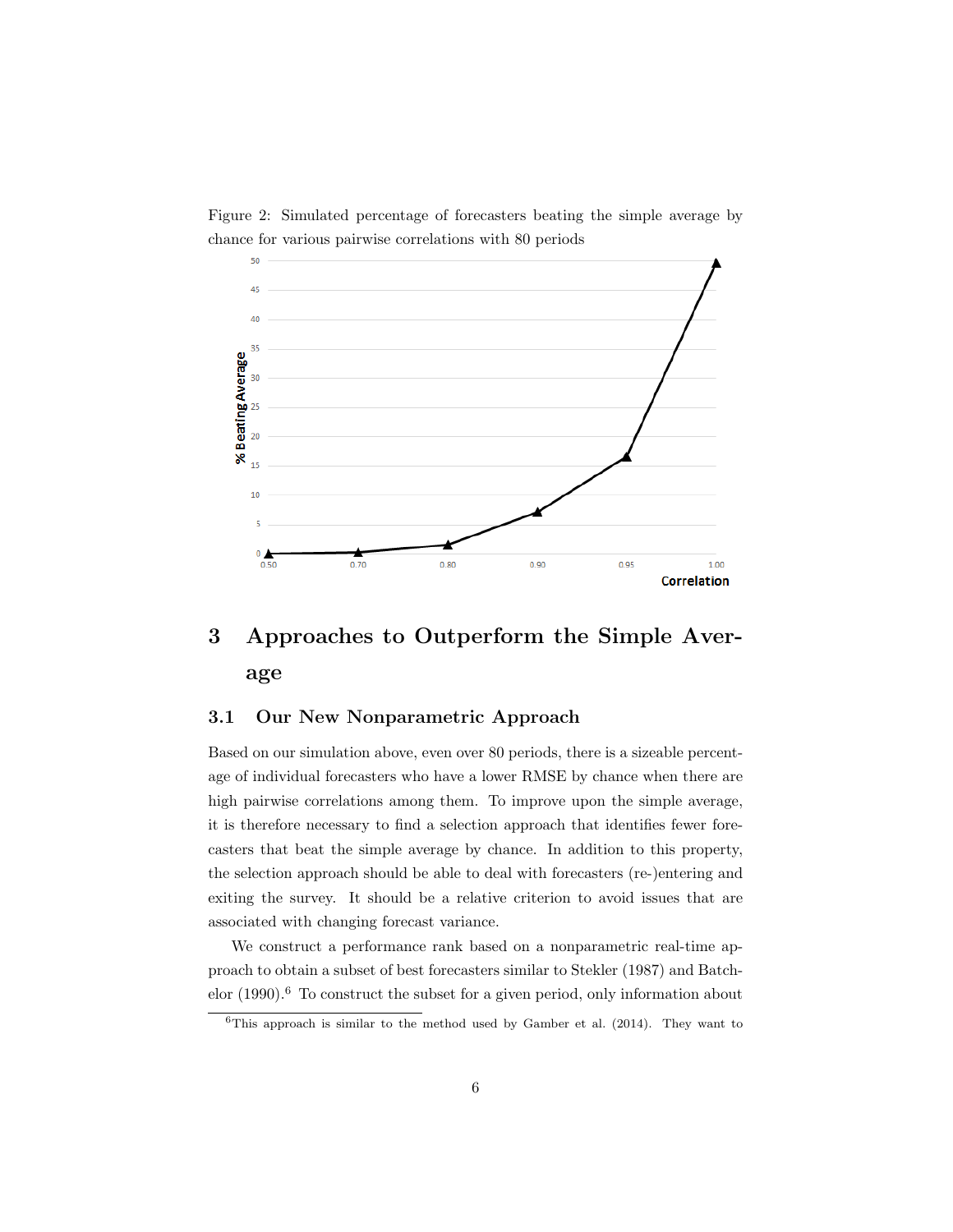Figure 2: Simulated percentage of forecasters beating the simple average by chance for various pairwise correlations with 80 periods

## 3 Approaches to Outperform the Simple Average

### 3.1 Our New Nonparametric Approach

Based on our simulation above, even over 80 periods, there is a sizeable percentage of individual forecasters who have a lower RMSE by chance when there are high pairwise correlations among them. To improve upon the simple average, it is therefore necessary to find a selection approach that identifies fewer forecasters that beat the simple average by chance. In addition to this property, the selection approach should be able to deal with forecasters (re-)entering and exiting the survey. It should be a relative criterion to avoid issues that are associated with changing forecast variance.

We construct a performance rank based on a nonparametric real-time approach to obtain a subset of best forecasters similar to Stekler (1987) and Batchelor (1990).[6] To construct the subset for a given period, only information about

[6]This approach is similar to the method used by Gamber et al. (2014). They want to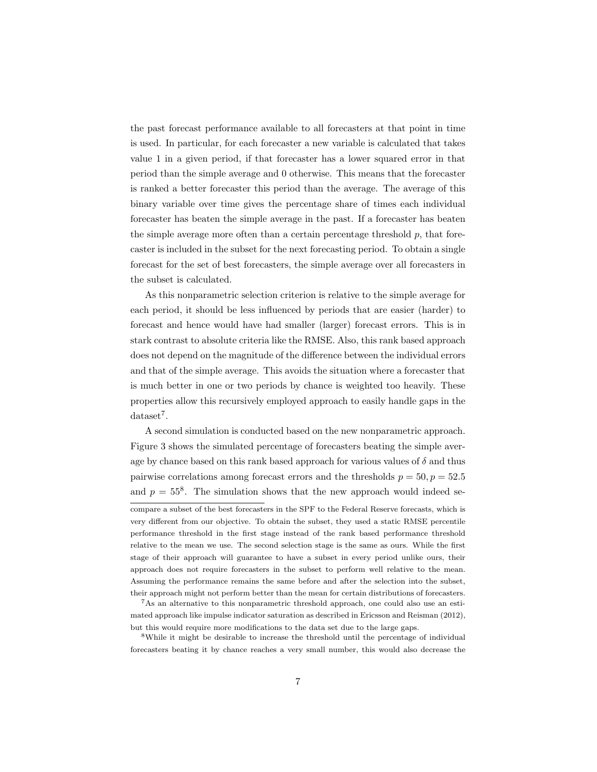the past forecast performance available to all forecasters at that point in time is used. In particular, for each forecaster a new variable is calculated that takes value 1 in a given period, if that forecaster has a lower squared error in that period than the simple average and 0 otherwise. This means that the forecaster is ranked a better forecaster this period than the average. The average of this binary variable over time gives the percentage share of times each individual forecaster has beaten the simple average in the past. If a forecaster has beaten the simple average more often than a certain percentage threshold $p$, that forecaster is included in the subset for the next forecasting period. To obtain a single forecast for the set of best forecasters, the simple average over all forecasters in the subset is calculated.

As this nonparametric selection criterion is relative to the simple average for each period, it should be less influenced by periods that are easier (harder) to forecast and hence would have had smaller (larger) forecast errors. This is in stark contrast to absolute criteria like the RMSE. Also, this rank based approach does not depend on the magnitude of the difference between the individual errors and that of the simple average. This avoids the situation where a forecaster that is much better in one or two periods by chance is weighted too heavily. These properties allow this recursively employed approach to easily handle gaps in the dataset[7].

A second simulation is conducted based on the new nonparametric approach. Figure 3 shows the simulated percentage of forecasters beating the simple average by chance based on this rank based approach for various values of $\delta$ and thus pairwise correlations among forecast errors and the thresholds $p = 50, p = 52.5$ and $p = 55$[8]. The simulation shows that the new approach would indeed se-

compare a subset of the best forecasters in the SPF to the Federal Reserve forecasts, which is very different from our objective. To obtain the subset, they used a static RMSE percentile performance threshold in the first stage instead of the rank based performance threshold relative to the mean we use. The second selection stage is the same as ours. While the first stage of their approach will guarantee to have a subset in every period unlike ours, their approach does not require forecasters in the subset to perform well relative to the mean. Assuming the performance remains the same before and after the selection into the subset, their approach might not perform better than the mean for certain distributions of forecasters.

[7]As an alternative to this nonparametric threshold approach, one could also use an estimated approach like impulse indicator saturation as described in Ericsson and Reisman (2012), but this would require more modifications to the data set due to the large gaps.

[8]While it might be desirable to increase the threshold until the percentage of individual forecasters beating it by chance reaches a very small number, this would also decrease the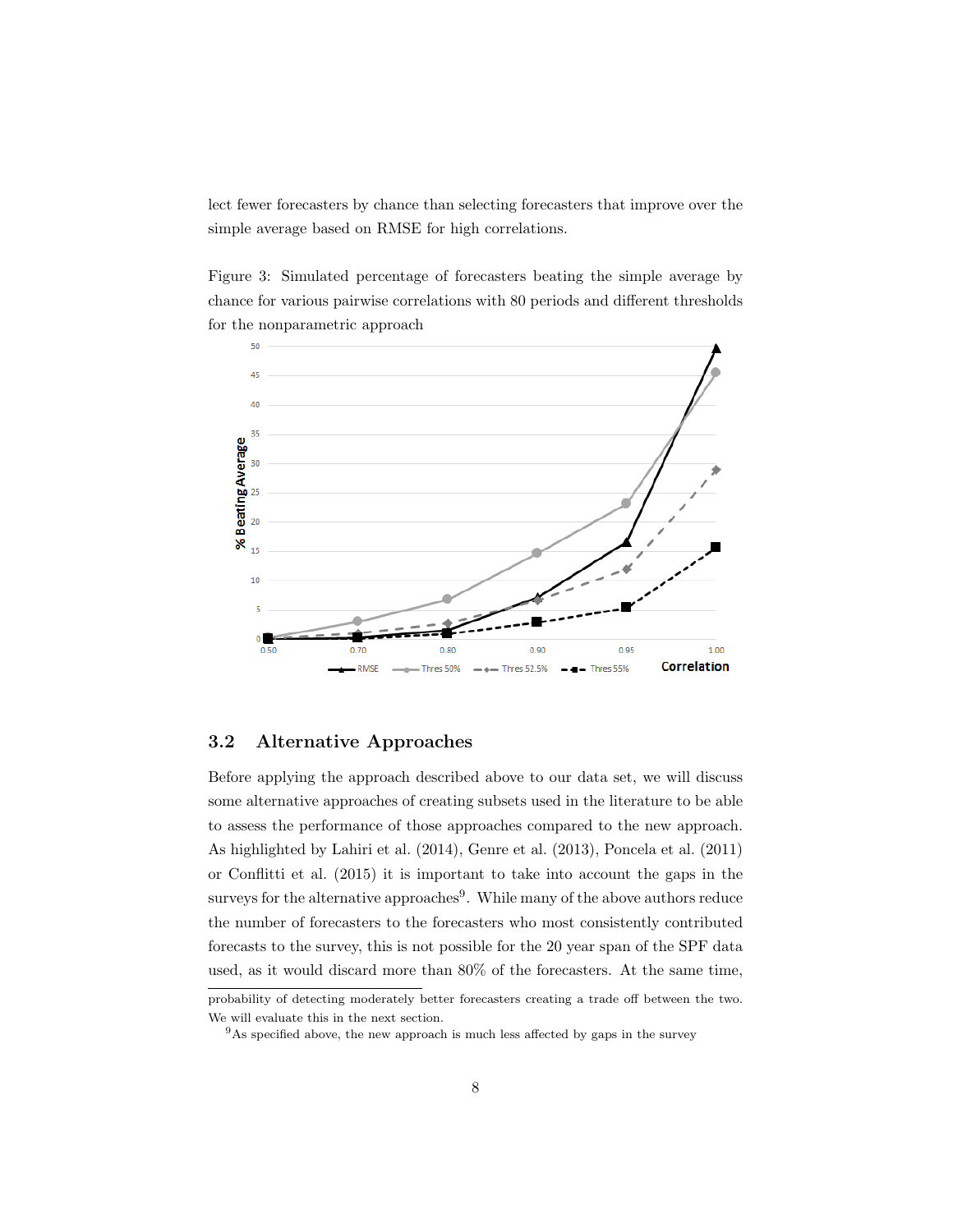lect fewer forecasters by chance than selecting forecasters that improve over the simple average based on RMSE for high correlations.

Figure 3: Simulated percentage of forecasters beating the simple average by chance for various pairwise correlations with 80 periods and different thresholds for the nonparametric approach

### 3.2 Alternative Approaches

Before applying the approach described above to our data set, we will discuss some alternative approaches of creating subsets used in the literature to be able to assess the performance of those approaches compared to the new approach. As highlighted by Lahiri et al. (2014), Genre et al. (2013), Poncela et al. (2011) or Conflitti et al. (2015) it is important to take into account the gaps in the surveys for the alternative approaches[9]. While many of the above authors reduce the number of forecasters to the forecasters who most consistently contributed forecasts to the survey, this is not possible for the 20 year span of the SPF data used, as it would discard more than 80% of the forecasters. At the same time,

probability of detecting moderately better forecasters creating a trade off between the two. We will evaluate this in the next section.

[9] As specified above, the new approach is much less affected by gaps in the survey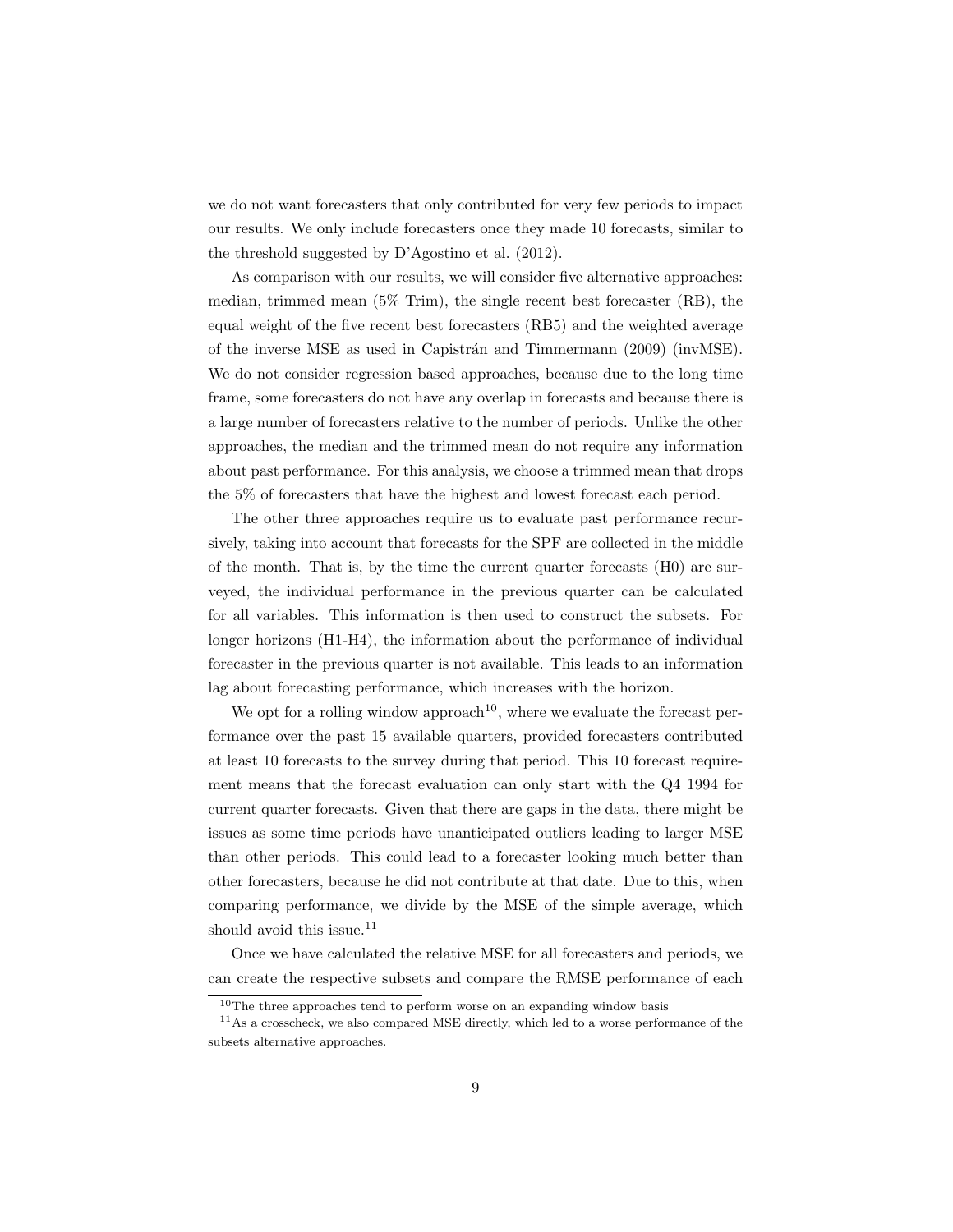we do not want forecasters that only contributed for very few periods to impact our results. We only include forecasters once they made 10 forecasts, similar to the threshold suggested by D'Agostino et al. (2012).

As comparison with our results, we will consider five alternative approaches: median, trimmed mean (5% Trim), the single recent best forecaster (RB), the equal weight of the five recent best forecasters (RB5) and the weighted average of the inverse MSE as used in Capistrán and Timmermann (2009) (invMSE). We do not consider regression based approaches, because due to the long time frame, some forecasters do not have any overlap in forecasts and because there is a large number of forecasters relative to the number of periods. Unlike the other approaches, the median and the trimmed mean do not require any information about past performance. For this analysis, we choose a trimmed mean that drops the 5% of forecasters that have the highest and lowest forecast each period.

The other three approaches require us to evaluate past performance recursively, taking into account that forecasts for the SPF are collected in the middle of the month. That is, by the time the current quarter forecasts (H0) are surveyed, the individual performance in the previous quarter can be calculated for all variables. This information is then used to construct the subsets. For longer horizons (H1-H4), the information about the performance of individual forecaster in the previous quarter is not available. This leads to an information lag about forecasting performance, which increases with the horizon.

We opt for a rolling window approach[10], where we evaluate the forecast performance over the past 15 available quarters, provided forecasters contributed at least 10 forecasts to the survey during that period. This 10 forecast requirement means that the forecast evaluation can only start with the Q4 1994 for current quarter forecasts. Given that there are gaps in the data, there might be issues as some time periods have unanticipated outliers leading to larger MSE than other periods. This could lead to a forecaster looking much better than other forecasters, because he did not contribute at that date. Due to this, when comparing performance, we divide by the MSE of the simple average, which should avoid this issue.[11]

Once we have calculated the relative MSE for all forecasters and periods, we can create the respective subsets and compare the RMSE performance of each

[10] The three approaches tend to perform worse on an expanding window basis

[11] As a crosscheck, we also compared MSE directly, which led to a worse performance of the subsets alternative approaches.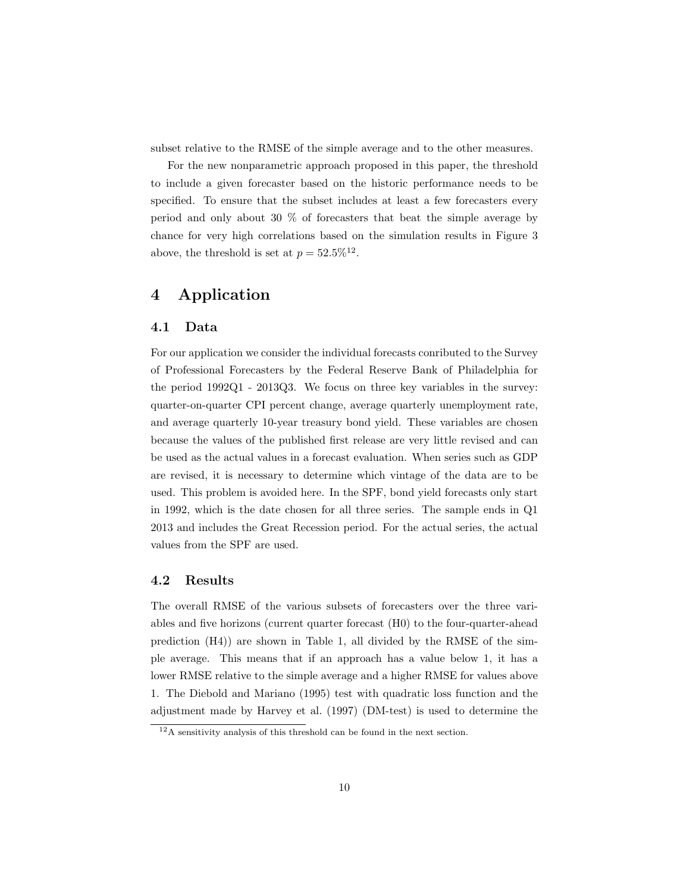subset relative to the RMSE of the simple average and to the other measures.

For the new nonparametric approach proposed in this paper, the threshold to include a given forecaster based on the historic performance needs to be specified. To ensure that the subset includes at least a few forecasters every period and only about 30 % of forecasters that beat the simple average by chance for very high correlations based on the simulation results in Figure 3 above, the threshold is set at $p = 52.5\%$[12].

# 4 Application

## 4.1 Data

For our application we consider the individual forecasts conributed to the Survey of Professional Forecasters by the Federal Reserve Bank of Philadelphia for the period 1992Q1 - 2013Q3. We focus on three key variables in the survey: quarter-on-quarter CPI percent change, average quarterly unemployment rate, and average quarterly 10-year treasury bond yield. These variables are chosen because the values of the published first release are very little revised and can be used as the actual values in a forecast evaluation. When series such as GDP are revised, it is necessary to determine which vintage of the data are to be used. This problem is avoided here. In the SPF, bond yield forecasts only start in 1992, which is the date chosen for all three series. The sample ends in Q1 2013 and includes the Great Recession period. For the actual series, the actual values from the SPF are used.

## 4.2 Results

The overall RMSE of the various subsets of forecasters over the three variables and five horizons (current quarter forecast (H0) to the four-quarter-ahead prediction (H4)) are shown in Table 1, all divided by the RMSE of the simple average. This means that if an approach has a value below 1, it has a lower RMSE relative to the simple average and a higher RMSE for values above 1. The Diebold and Mariano (1995) test with quadratic loss function and the adjustment made by Harvey et al. (1997) (DM-test) is used to determine the

[12] A sensitivity analysis of this threshold can be found in the next section.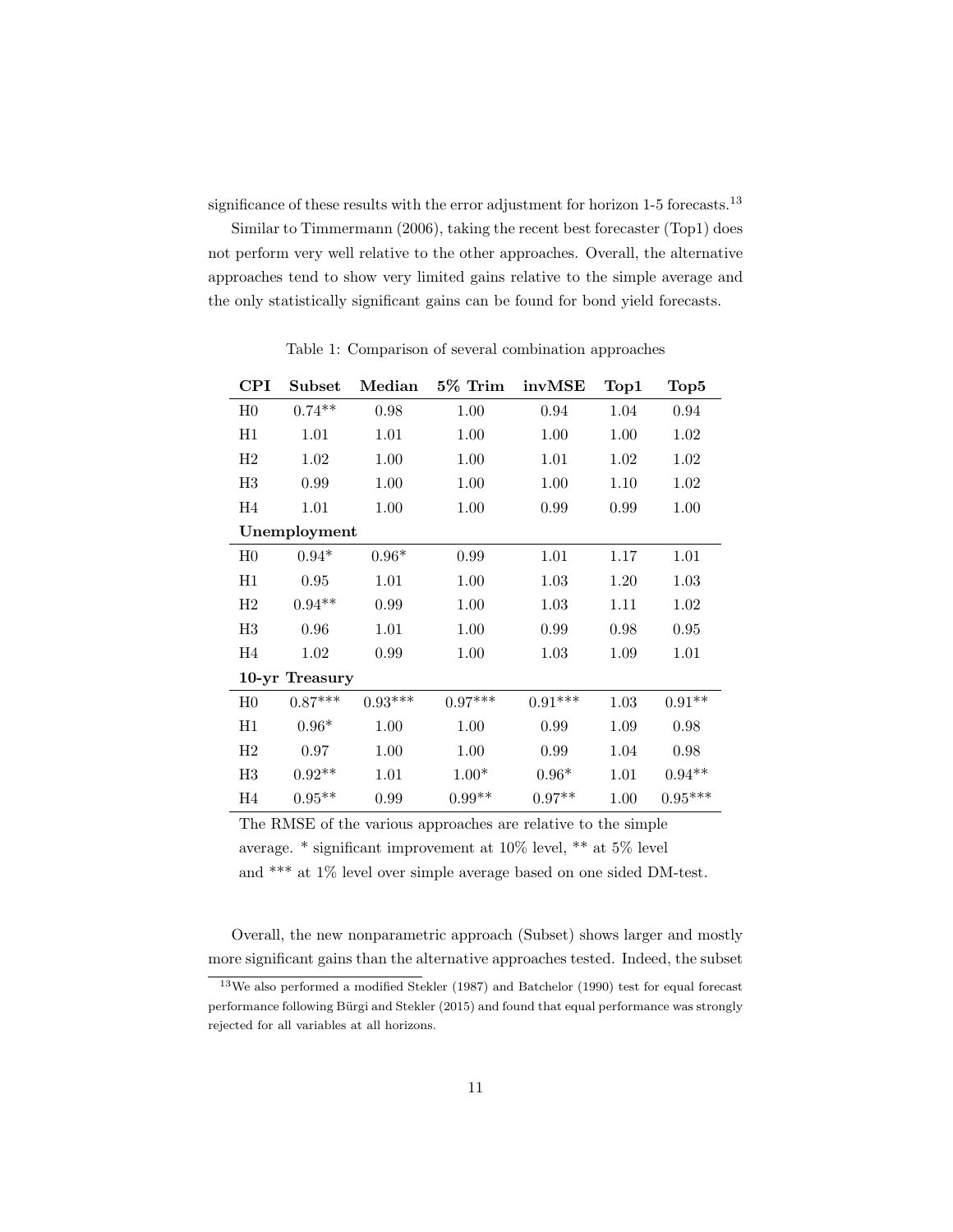significance of these results with the error adjustment for horizon 1-5 forecasts.[13]

Similar to Timmermann (2006), taking the recent best forecaster (Top1) does not perform very well relative to the other approaches. Overall, the alternative approaches tend to show very limited gains relative to the simple average and the only statistically significant gains can be found for bond yield forecasts.

Table 1: Comparison of several combination approaches

| **CPI** | **Subset** | **Median** | **5% Trim** | **invMSE** | **Top1** | **Top5** |
|---|---|---|---|---|---|---|
| H0 | 0.74** | 0.98 | 1.00 | 0.94 | 1.04 | 0.94 |
| H1 | 1.01 | 1.01 | 1.00 | 1.00 | 1.00 | 1.02 |
| H2 | 1.02 | 1.00 | 1.00 | 1.01 | 1.02 | 1.02 |
| H3 | 0.99 | 1.00 | 1.00 | 1.00 | 1.10 | 1.02 |
| H4 | 1.01 | 1.00 | 1.00 | 0.99 | 0.99 | 1.00 |
| **Unemployment** | | | | | | |
| H0 | 0.94* | 0.96* | 0.99 | 1.01 | 1.17 | 1.01 |
| H1 | 0.95 | 1.01 | 1.00 | 1.03 | 1.20 | 1.03 |
| H2 | 0.94** | 0.99 | 1.00 | 1.03 | 1.11 | 1.02 |
| H3 | 0.96 | 1.01 | 1.00 | 0.99 | 0.98 | 0.95 |
| H4 | 1.02 | 0.99 | 1.00 | 1.03 | 1.09 | 1.01 |
| **10-yr Treasury** | | | | | | |
| H0 | 0.87*** | 0.93*** | 0.97*** | 0.91*** | 1.03 | 0.91** |
| H1 | 0.96* | 1.00 | 1.00 | 0.99 | 1.09 | 0.98 |
| H2 | 0.97 | 1.00 | 1.00 | 0.99 | 1.04 | 0.98 |
| H3 | 0.92** | 1.01 | 1.00* | 0.96* | 1.01 | 0.94** |
| H4 | 0.95** | 0.99 | 0.99** | 0.97** | 1.00 | 0.95*** |

The RMSE of the various approaches are relative to the simple average. * significant improvement at 10% level, ** at 5% level and *** at 1% level over simple average based on one sided DM-test.

Overall, the new nonparametric approach (Subset) shows larger and mostly more significant gains than the alternative approaches tested. Indeed, the subset

[13] We also performed a modified Stekler (1987) and Batchelor (1990) test for equal forecast performance following Bürgi and Stekler (2015) and found that equal performance was strongly rejected for all variables at all horizons.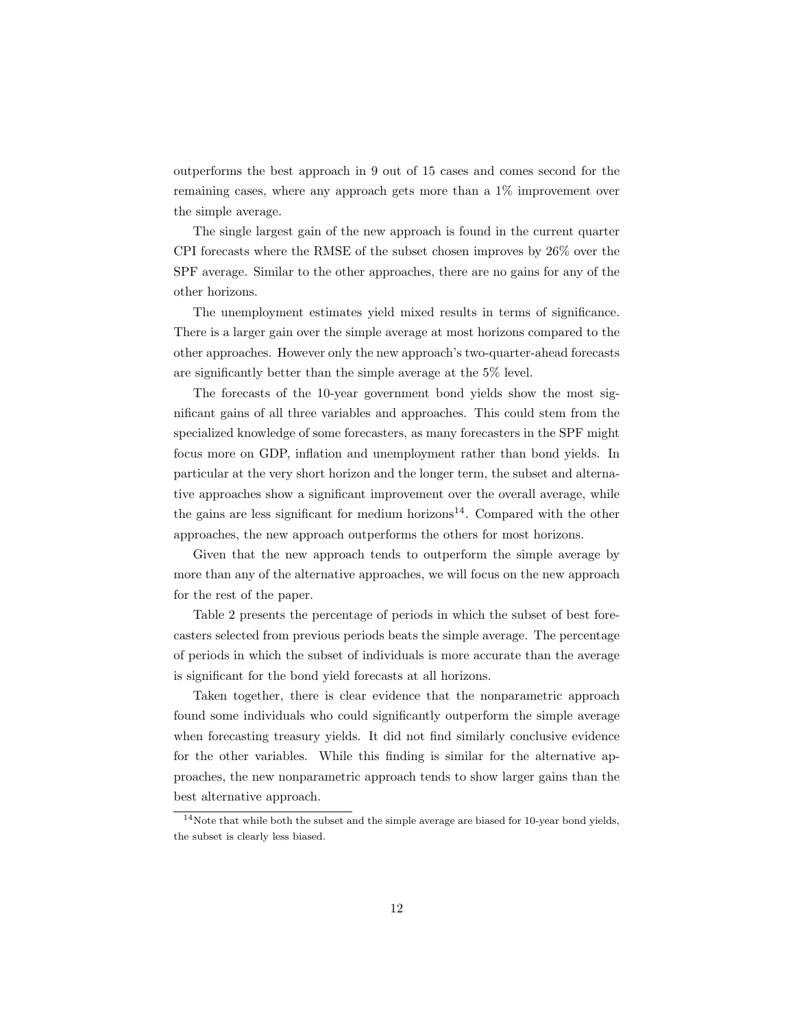outperforms the best approach in 9 out of 15 cases and comes second for the remaining cases, where any approach gets more than a 1% improvement over the simple average.

The single largest gain of the new approach is found in the current quarter CPI forecasts where the RMSE of the subset chosen improves by 26% over the SPF average. Similar to the other approaches, there are no gains for any of the other horizons.

The unemployment estimates yield mixed results in terms of significance. There is a larger gain over the simple average at most horizons compared to the other approaches. However only the new approach's two-quarter-ahead forecasts are significantly better than the simple average at the 5% level.

The forecasts of the 10-year government bond yields show the most significant gains of all three variables and approaches. This could stem from the specialized knowledge of some forecasters, as many forecasters in the SPF might focus more on GDP, inflation and unemployment rather than bond yields. In particular at the very short horizon and the longer term, the subset and alternative approaches show a significant improvement over the overall average, while the gains are less significant for medium horizons[14]. Compared with the other approaches, the new approach outperforms the others for most horizons.

Given that the new approach tends to outperform the simple average by more than any of the alternative approaches, we will focus on the new approach for the rest of the paper.

Table 2 presents the percentage of periods in which the subset of best forecasters selected from previous periods beats the simple average. The percentage of periods in which the subset of individuals is more accurate than the average is significant for the bond yield forecasts at all horizons.

Taken together, there is clear evidence that the nonparametric approach found some individuals who could significantly outperform the simple average when forecasting treasury yields. It did not find similarly conclusive evidence for the other variables. While this finding is similar for the alternative approaches, the new nonparametric approach tends to show larger gains than the best alternative approach.

[14] Note that while both the subset and the simple average are biased for 10-year bond yields, the subset is clearly less biased.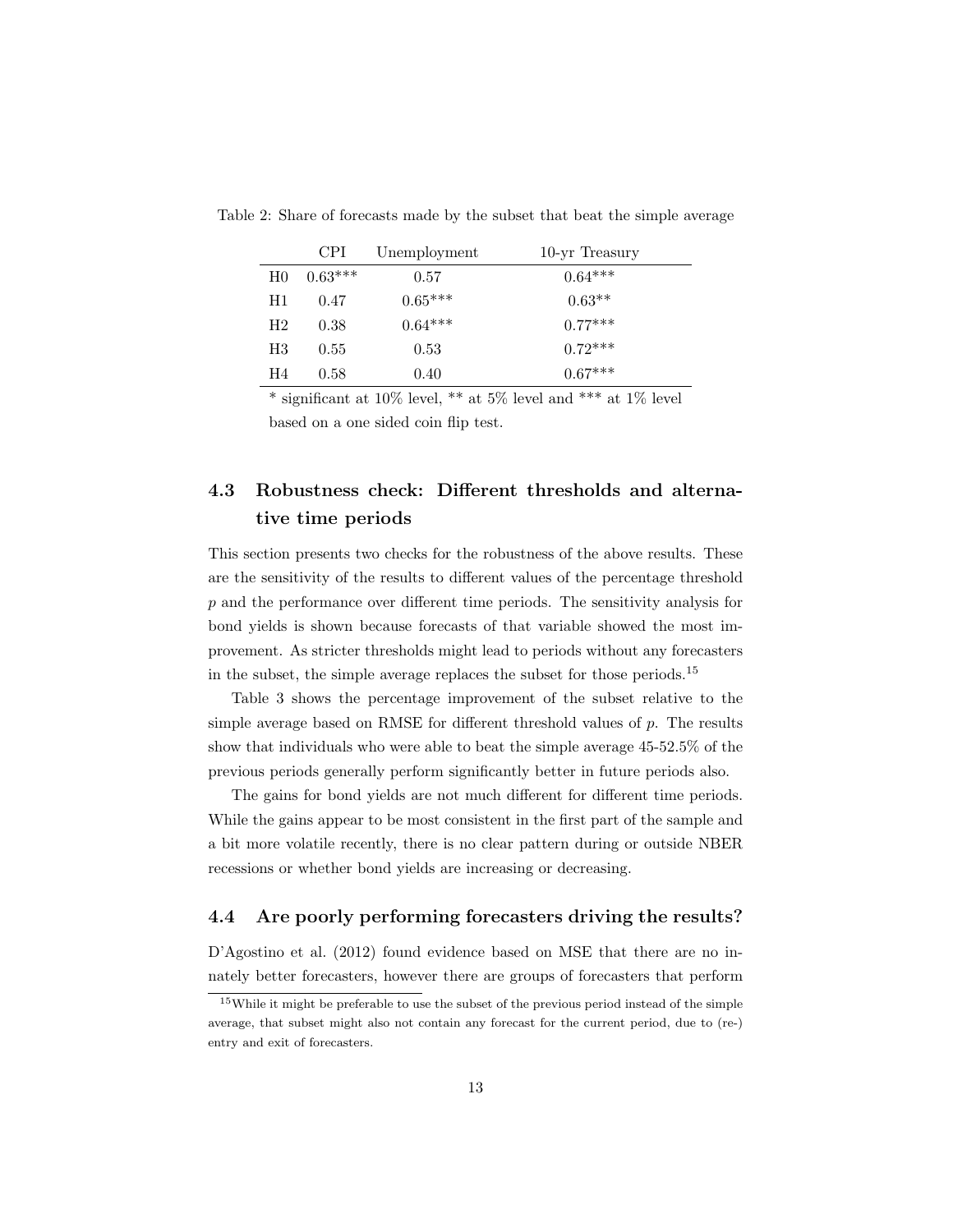Table 2: Share of forecasts made by the subset that beat the simple average

| | CPI | Unemployment | 10-yr Treasury |
|---|---|---|---|
| H0 | 0.63*** | 0.57 | 0.64*** |
| H1 | 0.47 | 0.65*** | 0.63** |
| H2 | 0.38 | 0.64*** | 0.77*** |
| H3 | 0.55 | 0.53 | 0.72*** |
| H4 | 0.58 | 0.40 | 0.67*** |

* significant at 10% level, ** at 5% level and *** at 1% level based on a one sided coin flip test.

### 4.3 Robustness check: Different thresholds and alternative time periods

This section presents two checks for the robustness of the above results. These are the sensitivity of the results to different values of the percentage threshold $p$ and the performance over different time periods. The sensitivity analysis for bond yields is shown because forecasts of that variable showed the most improvement. As stricter thresholds might lead to periods without any forecasters in the subset, the simple average replaces the subset for those periods.[15]

Table 3 shows the percentage improvement of the subset relative to the simple average based on RMSE for different threshold values of $p$. The results show that individuals who were able to beat the simple average 45-52.5% of the previous periods generally perform significantly better in future periods also.

The gains for bond yields are not much different for different time periods. While the gains appear to be most consistent in the first part of the sample and a bit more volatile recently, there is no clear pattern during or outside NBER recessions or whether bond yields are increasing or decreasing.

### 4.4 Are poorly performing forecasters driving the results?

D'Agostino et al. (2012) found evidence based on MSE that there are no innately better forecasters, however there are groups of forecasters that perform

[15] While it might be preferable to use the subset of the previous period instead of the simple average, that subset might also not contain any forecast for the current period, due to (re-) entry and exit of forecasters.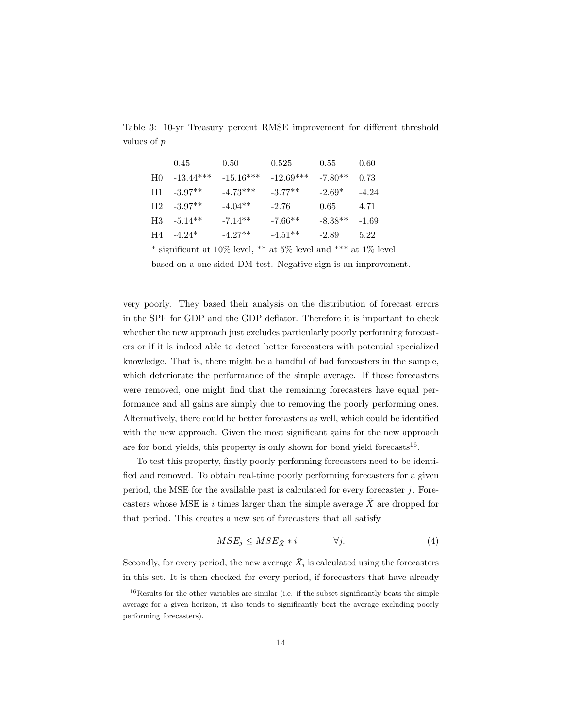Table 3: 10-yr Treasury percent RMSE improvement for different threshold values of $p$

| | 0.45 | 0.50 | 0.525 | 0.55 | 0.60 |
|---|---|---|---|---|---|
| H0 | -13.44*** | -15.16*** | -12.69*** | -7.80** | 0.73 |
| H1 | -3.97** | -4.73*** | -3.77** | -2.69* | -4.24 |
| H2 | -3.97** | -4.04** | -2.76 | 0.65 | 4.71 |
| H3 | -5.14** | -7.14** | -7.66** | -8.38** | -1.69 |
| H4 | -4.24* | -4.27** | -4.51** | -2.89 | 5.22 |

* significant at 10% level, ** at 5% level and *** at 1% level based on a one sided DM-test. Negative sign is an improvement.

very poorly. They based their analysis on the distribution of forecast errors in the SPF for GDP and the GDP deflator. Therefore it is important to check whether the new approach just excludes particularly poorly performing forecasters or if it is indeed able to detect better forecasters with potential specialized knowledge. That is, there might be a handful of bad forecasters in the sample, which deteriorate the performance of the simple average. If those forecasters were removed, one might find that the remaining forecasters have equal performance and all gains are simply due to removing the poorly performing ones. Alternatively, there could be better forecasters as well, which could be identified with the new approach. Given the most significant gains for the new approach are for bond yields, this property is only shown for bond yield forecasts[16].

To test this property, firstly poorly performing forecasters need to be identified and removed. To obtain real-time poorly performing forecasters for a given period, the MSE for the available past is calculated for every forecaster $j$. Forecasters whose MSE is $i$ times larger than the simple average $\bar{X}$ are dropped for that period. This creates a new set of forecasters that all satisfy

$$MSE_j \leq MSE_{\bar{X}} * i \qquad \forall j. \tag{4}$$

Secondly, for every period, the new average $\bar{X}_i$ is calculated using the forecasters in this set. It is then checked for every period, if forecasters that have already

[16] Results for the other variables are similar (i.e. if the subset significantly beats the simple average for a given horizon, it also tends to significantly beat the average excluding poorly performing forecasters).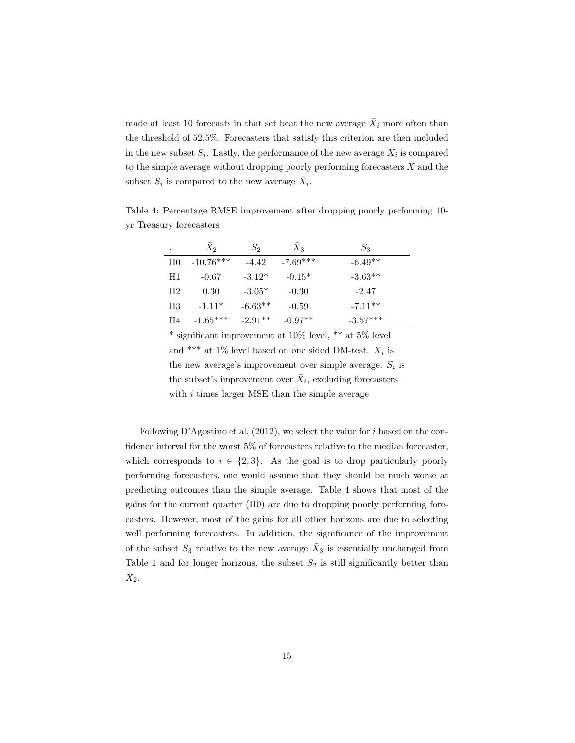made at least 10 forecasts in that set beat the new average $\bar{X}_i$ more often than the threshold of 52.5%. Forecasters that satisfy this criterion are then included in the new subset $S_i$. Lastly, the performance of the new average $\bar{X}_i$ is compared to the simple average without dropping poorly performing forecasters $\bar{X}$ and the subset $S_i$ is compared to the new average $\bar{X}_i$.

Table 4: Percentage RMSE improvement after dropping poorly performing 10-yr Treasury forecasters

| . | $\bar{X}_2$ | $S_2$ | $\bar{X}_3$ | $S_3$ |
|---|---|---|---|---|
| H0 | -10.76*** | -4.42 | -7.69*** | -6.49** |
| H1 | -0.67 | -3.12* | -0.15* | -3.63** |
| H2 | 0.30 | -3.05* | -0.30 | -2.47 |
| H3 | -1.11* | -6.63** | -0.59 | -7.11** |
| H4 | -1.65*** | -2.91** | -0.97** | -3.57*** |

\* significant improvement at 10% level, ** at 5% level and *** at 1% level based on one sided DM-test. $X_i$ is the new average's improvement over simple average. $S_i$ is the subset's improvement over $\bar{X}_i$, excluding forecasters with $i$ times larger MSE than the simple average

Following D'Agostino et al. (2012), we select the value for $i$ based on the confidence interval for the worst 5% of forecasters relative to the median forecaster, which corresponds to $i \in \{2, 3\}$. As the goal is to drop particularly poorly performing forecasters, one would assume that they should be much worse at predicting outcomes than the simple average. Table 4 shows that most of the gains for the current quarter (H0) are due to dropping poorly performing forecasters. However, most of the gains for all other horizons are due to selecting well performing forecasters. In addition, the significance of the improvement of the subset $S_3$ relative to the new average $\bar{X}_3$ is essentially unchanged from Table 1 and for longer horizons, the subset $S_2$ is still significantly better than $\bar{X}_2$.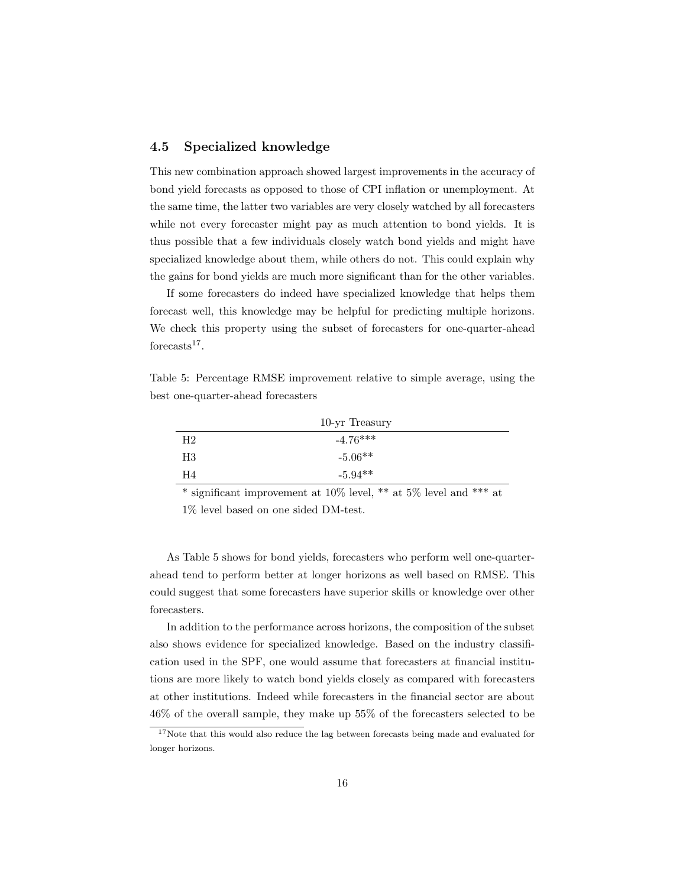### 4.5 Specialized knowledge

This new combination approach showed largest improvements in the accuracy of bond yield forecasts as opposed to those of CPI inflation or unemployment. At the same time, the latter two variables are very closely watched by all forecasters while not every forecaster might pay as much attention to bond yields. It is thus possible that a few individuals closely watch bond yields and might have specialized knowledge about them, while others do not. This could explain why the gains for bond yields are much more significant than for the other variables.

If some forecasters do indeed have specialized knowledge that helps them forecast well, this knowledge may be helpful for predicting multiple horizons. We check this property using the subset of forecasters for one-quarter-ahead forecasts[17].

Table 5: Percentage RMSE improvement relative to simple average, using the best one-quarter-ahead forecasters

| | 10-yr Treasury |
|---|---|
| H2 | -4.76*** |
| H3 | -5.06** |
| H4 | -5.94** |

* significant improvement at 10% level, ** at 5% level and *** at 1% level based on one sided DM-test.

As Table 5 shows for bond yields, forecasters who perform well one-quarter-ahead tend to perform better at longer horizons as well based on RMSE. This could suggest that some forecasters have superior skills or knowledge over other forecasters.

In addition to the performance across horizons, the composition of the subset also shows evidence for specialized knowledge. Based on the industry classification used in the SPF, one would assume that forecasters at financial institutions are more likely to watch bond yields closely as compared with forecasters at other institutions. Indeed while forecasters in the financial sector are about 46% of the overall sample, they make up 55% of the forecasters selected to be

[17] Note that this would also reduce the lag between forecasts being made and evaluated for longer horizons.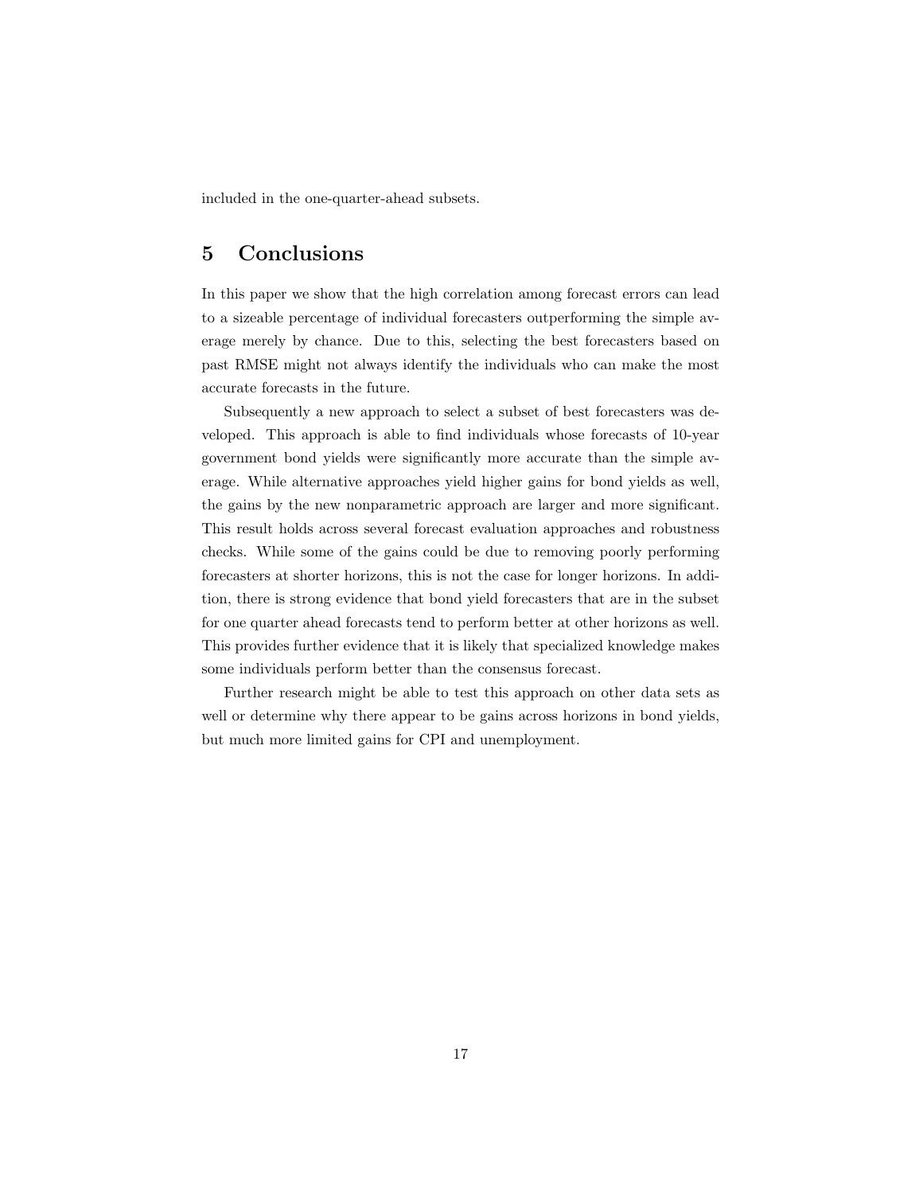included in the one-quarter-ahead subsets.

## 5 Conclusions

In this paper we show that the high correlation among forecast errors can lead to a sizeable percentage of individual forecasters outperforming the simple average merely by chance. Due to this, selecting the best forecasters based on past RMSE might not always identify the individuals who can make the most accurate forecasts in the future.

Subsequently a new approach to select a subset of best forecasters was developed. This approach is able to find individuals whose forecasts of 10-year government bond yields were significantly more accurate than the simple average. While alternative approaches yield higher gains for bond yields as well, the gains by the new nonparametric approach are larger and more significant. This result holds across several forecast evaluation approaches and robustness checks. While some of the gains could be due to removing poorly performing forecasters at shorter horizons, this is not the case for longer horizons. In addition, there is strong evidence that bond yield forecasters that are in the subset for one quarter ahead forecasts tend to perform better at other horizons as well. This provides further evidence that it is likely that specialized knowledge makes some individuals perform better than the consensus forecast.

Further research might be able to test this approach on other data sets as well or determine why there appear to be gains across horizons in bond yields, but much more limited gains for CPI and unemployment.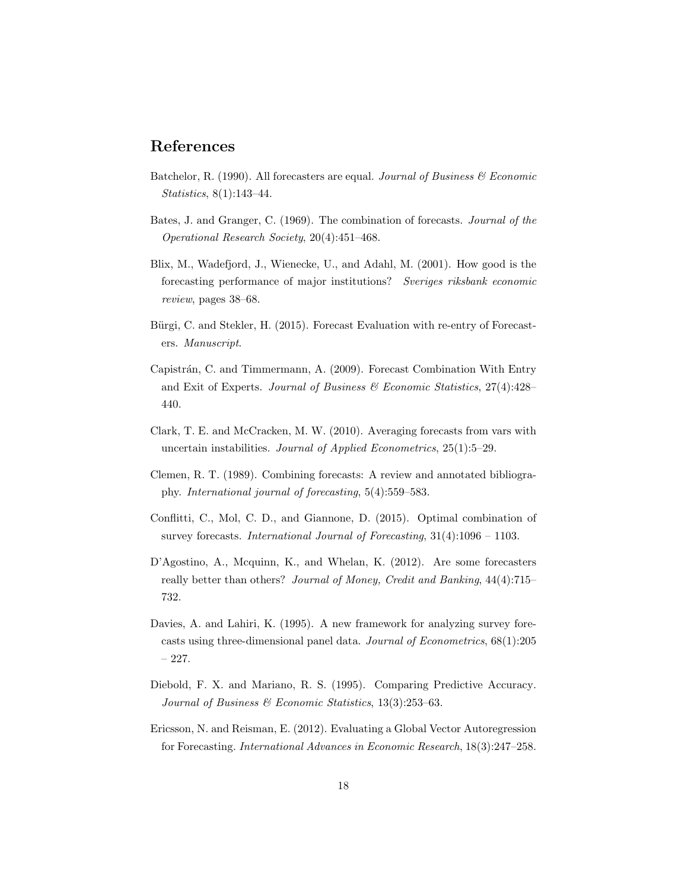## References

Batchelor, R. (1990). All forecasters are equal. *Journal of Business & Economic Statistics*, 8(1):143–44.

Bates, J. and Granger, C. (1969). The combination of forecasts. *Journal of the Operational Research Society*, 20(4):451–468.

Blix, M., Wadefjord, J., Wienecke, U., and Adahl, M. (2001). How good is the forecasting performance of major institutions? *Sveriges riksbank economic review*, pages 38–68.

Bürgi, C. and Stekler, H. (2015). Forecast Evaluation with re-entry of Forecasters. *Manuscript*.

Capistrán, C. and Timmermann, A. (2009). Forecast Combination With Entry and Exit of Experts. *Journal of Business & Economic Statistics*, 27(4):428–440.

Clark, T. E. and McCracken, M. W. (2010). Averaging forecasts from vars with uncertain instabilities. *Journal of Applied Econometrics*, 25(1):5–29.

Clemen, R. T. (1989). Combining forecasts: A review and annotated bibliography. *International journal of forecasting*, 5(4):559–583.

Conflitti, C., Mol, C. D., and Giannone, D. (2015). Optimal combination of survey forecasts. *International Journal of Forecasting*, 31(4):1096 – 1103.

D'Agostino, A., Mcquinn, K., and Whelan, K. (2012). Are some forecasters really better than others? *Journal of Money, Credit and Banking*, 44(4):715–732.

Davies, A. and Lahiri, K. (1995). A new framework for analyzing survey forecasts using three-dimensional panel data. *Journal of Econometrics*, 68(1):205 – 227.

Diebold, F. X. and Mariano, R. S. (1995). Comparing Predictive Accuracy. *Journal of Business & Economic Statistics*, 13(3):253–63.

Ericsson, N. and Reisman, E. (2012). Evaluating a Global Vector Autoregression for Forecasting. *International Advances in Economic Research*, 18(3):247–258.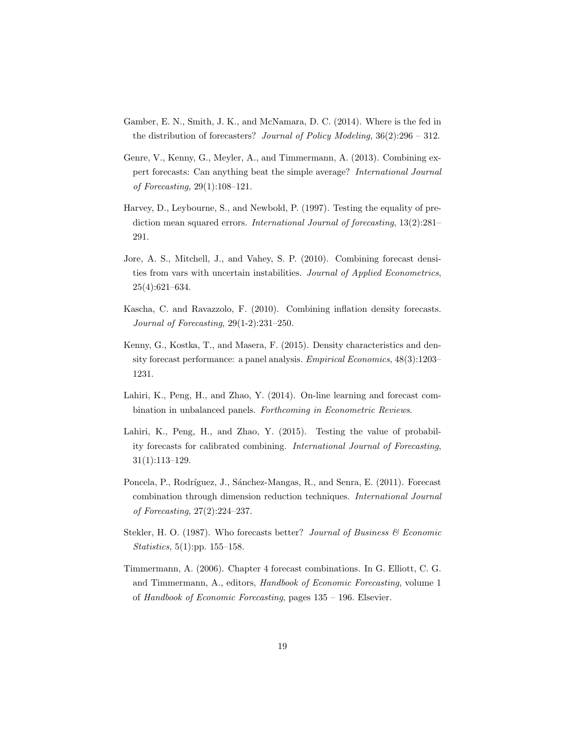Gamber, E. N., Smith, J. K., and McNamara, D. C. (2014). Where is the fed in the distribution of forecasters? *Journal of Policy Modeling*, 36(2):296 – 312.

Genre, V., Kenny, G., Meyler, A., and Timmermann, A. (2013). Combining expert forecasts: Can anything beat the simple average? *International Journal of Forecasting*, 29(1):108–121.

Harvey, D., Leybourne, S., and Newbold, P. (1997). Testing the equality of prediction mean squared errors. *International Journal of forecasting*, 13(2):281–291.

Jore, A. S., Mitchell, J., and Vahey, S. P. (2010). Combining forecast densities from vars with uncertain instabilities. *Journal of Applied Econometrics*, 25(4):621–634.

Kascha, C. and Ravazzolo, F. (2010). Combining inflation density forecasts. *Journal of Forecasting*, 29(1-2):231–250.

Kenny, G., Kostka, T., and Masera, F. (2015). Density characteristics and density forecast performance: a panel analysis. *Empirical Economics*, 48(3):1203–1231.

Lahiri, K., Peng, H., and Zhao, Y. (2014). On-line learning and forecast combination in unbalanced panels. *Forthcoming in Econometric Reviews*.

Lahiri, K., Peng, H., and Zhao, Y. (2015). Testing the value of probability forecasts for calibrated combining. *International Journal of Forecasting*, 31(1):113–129.

Poncela, P., Rodríguez, J., Sánchez-Mangas, R., and Senra, E. (2011). Forecast combination through dimension reduction techniques. *International Journal of Forecasting*, 27(2):224–237.

Stekler, H. O. (1987). Who forecasts better? *Journal of Business & Economic Statistics*, 5(1):pp. 155–158.

Timmermann, A. (2006). Chapter 4 forecast combinations. In G. Elliott, C. G. and Timmermann, A., editors, *Handbook of Economic Forecasting*, volume 1 of *Handbook of Economic Forecasting*, pages 135 – 196. Elsevier.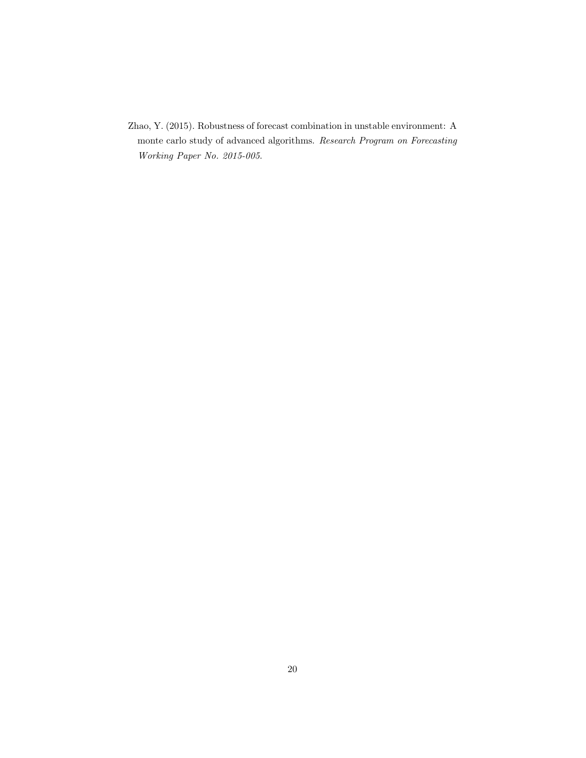Zhao, Y. (2015). Robustness of forecast combination in unstable environment: A monte carlo study of advanced algorithms. *Research Program on Forecasting Working Paper No. 2015-005.*